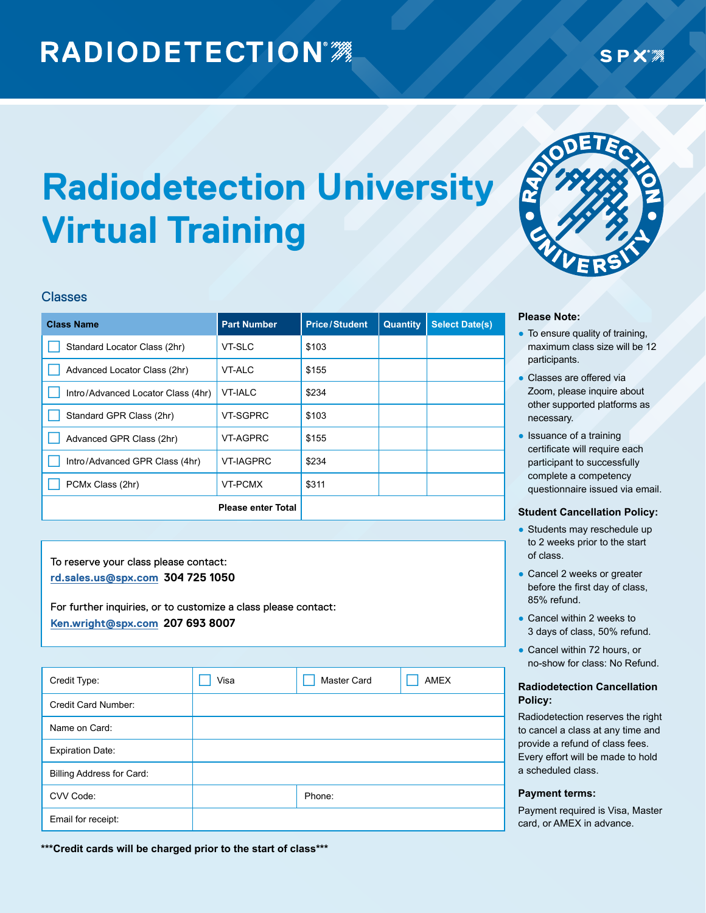# RADIODETECTION

SPX

# Radiodetection University Virtual Training

## Classes

| Class Name | Part Number | Price/Student | Quantity | Select Date(s) |
| --- | --- | --- | --- | --- |
| ☐ Standard Locator Class (2hr) | VT-SLC | $103 | | |
| ☐ Advanced Locator Class (2hr) | VT-ALC | $155 | | |
| ☐ Intro/Advanced Locator Class (4hr) | VT-IALC | $234 | | |
| ☐ Standard GPR Class (2hr) | VT-SGPRC | $103 | | |
| ☐ Advanced GPR Class (2hr) | VT-AGPRC | $155 | | |
| ☐ Intro/Advanced GPR Class (4hr) | VT-IAGPRC | $234 | | |
| ☐ PCMx Class (2hr) | VT-PCMX | $311 | | |
| | **Please enter Total** | | | |

To reserve your class please contact:
rd.sales.us@spx.com **304 725 1050**

For further inquiries, or to customize a class please contact:
Ken.wright@spx.com **207 693 8007**

| | | | |
| --- | --- | --- | --- |
| Credit Type: | ☐ Visa | ☐ Master Card | ☐ AMEX |
| Credit Card Number: | | | |
| Name on Card: | | | |
| Expiration Date: | | | |
| Billing Address for Card: | | | |
| CVV Code: | | Phone: | |
| Email for receipt: | | | |

**\*\*\*Credit cards will be charged prior to the start of class\*\*\***

### Please Note:

- To ensure quality of training, maximum class size will be 12 participants.
- Classes are offered via Zoom, please inquire about other supported platforms as necessary.
- Issuance of a training certificate will require each participant to successfully complete a competency questionnaire issued via email.

### Student Cancellation Policy:

- Students may reschedule up to 2 weeks prior to the start of class.
- Cancel 2 weeks or greater before the first day of class, 85% refund.
- Cancel within 2 weeks to 3 days of class, 50% refund.
- Cancel within 72 hours, or no-show for class: No Refund.

### Radiodetection Cancellation Policy:

Radiodetection reserves the right to cancel a class at any time and provide a refund of class fees. Every effort will be made to hold a scheduled class.

### Payment terms:

Payment required is Visa, Master card, or AMEX in advance.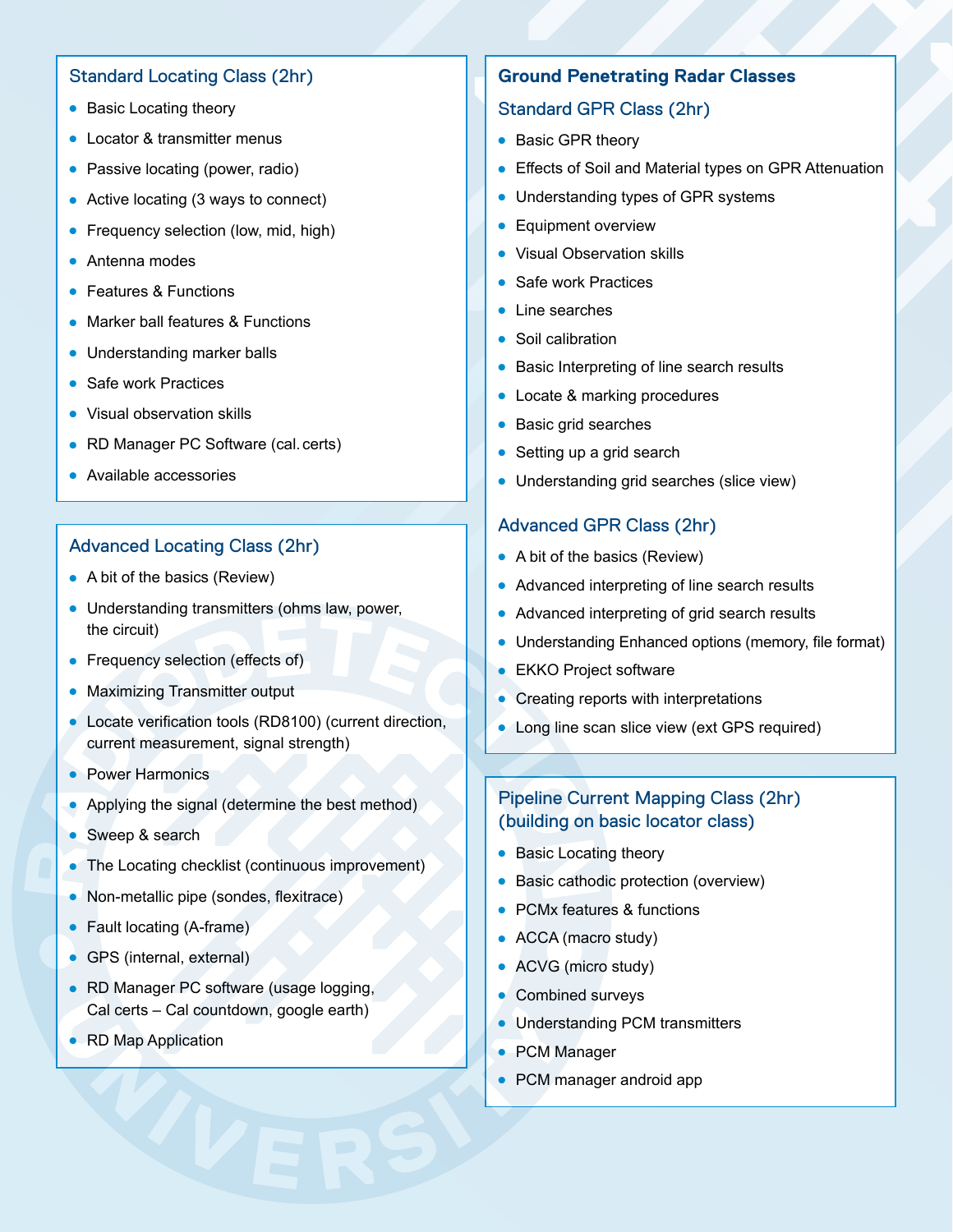## Standard Locating Class (2hr)

- Basic Locating theory
- Locator & transmitter menus
- Passive locating (power, radio)
- Active locating (3 ways to connect)
- Frequency selection (low, mid, high)
- Antenna modes
- Features & Functions
- Marker ball features & Functions
- Understanding marker balls
- Safe work Practices
- Visual observation skills
- RD Manager PC Software (cal. certs)
- Available accessories

## Advanced Locating Class (2hr)

- A bit of the basics (Review)
- Understanding transmitters (ohms law, power, the circuit)
- Frequency selection (effects of)
- Maximizing Transmitter output
- Locate verification tools (RD8100) (current direction, current measurement, signal strength)
- Power Harmonics
- Applying the signal (determine the best method)
- Sweep & search
- The Locating checklist (continuous improvement)
- Non-metallic pipe (sondes, flexitrace)
- Fault locating (A-frame)
- GPS (internal, external)
- RD Manager PC software (usage logging, Cal certs – Cal countdown, google earth)
- RD Map Application

## Ground Penetrating Radar Classes

### Standard GPR Class (2hr)

- Basic GPR theory
- Effects of Soil and Material types on GPR Attenuation
- Understanding types of GPR systems
- Equipment overview
- Visual Observation skills
- Safe work Practices
- Line searches
- Soil calibration
- Basic Interpreting of line search results
- Locate & marking procedures
- Basic grid searches
- Setting up a grid search
- Understanding grid searches (slice view)

### Advanced GPR Class (2hr)

- A bit of the basics (Review)
- Advanced interpreting of line search results
- Advanced interpreting of grid search results
- Understanding Enhanced options (memory, file format)
- EKKO Project software
- Creating reports with interpretations
- Long line scan slice view (ext GPS required)

## Pipeline Current Mapping Class (2hr) (building on basic locator class)

- Basic Locating theory
- Basic cathodic protection (overview)
- PCMx features & functions
- ACCA (macro study)
- ACVG (micro study)
- Combined surveys
- Understanding PCM transmitters
- PCM Manager
- PCM manager android app